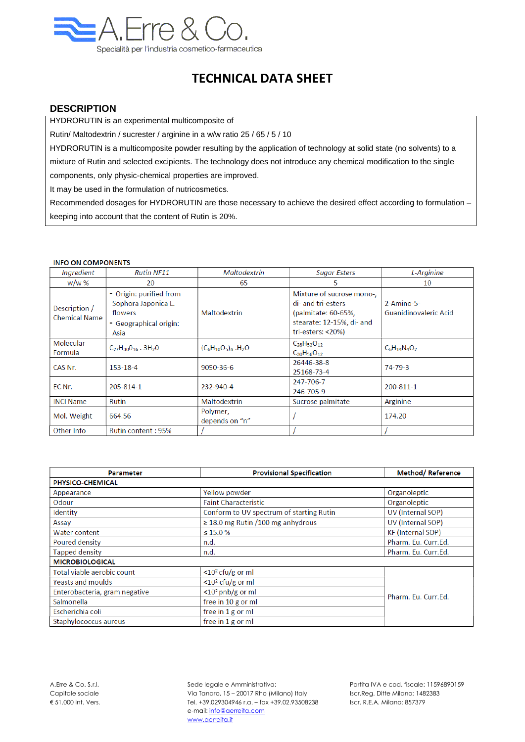A.Erre & Co.

Specialità per l'industria cosmetico-farmaceutica

# TECHNICAL DATA SHEET

## DESCRIPTION

HYDRORUTIN is an experimental multicomposite of

Rutin/ Maltodextrin / sucrester / arginine in a w/w ratio 25 / 65 / 5 / 10

HYDRORUTIN is a multicomposite powder resulting by the application of technology at solid state (no solvents) to a mixture of Rutin and selected excipients. The technology does not introduce any chemical modification to the single components, only physic-chemical properties are improved.

It may be used in the formulation of nutricosmetics.

Recommended dosages for HYDRORUTIN are those necessary to achieve the desired effect according to formulation – keeping into account that the content of Rutin is 20%.

### INFO ON COMPONENTS

| *Ingredient* | *Rutin NF11* | *Maltodextrin* | *Sugar Esters* | *L-Arginine* |
|---|---|---|---|---|
| w/w % | 20 | 65 | 5 | 10 |
| Description / Chemical Name | - Origin: purified from Sophora Japonica L. flowers<br>- Geographical origin: Asia | Maltodextrin | Mixture of sucrose mono-, di- and tri-esters (palmitate: 60-65%, stearate: 12-15%, di- and tri-esters: <20%) | 2-Amino-5-Guanidinovaleric Acid |
| Molecular Formula | $C_{27}H_{30}O_{16}$ . $3H_2O$ | $(C_6H_{10}O_5)_n$ .$H_2O$ | $C_{28}H_{52}O_{12}$<br>$C_{30}H_{56}O_{12}$ | $C_6H_{14}N_4O_2$ |
| CAS Nr. | 153-18-4 | 9050-36-6 | 26446-38-8<br>25168-73-4 | 74-79-3 |
| EC Nr. | 205-814-1 | 232-940-4 | 247-706-7<br>246-705-9 | 200-811-1 |
| INCI Name | Rutin | Maltodextrin | Sucrose palmitate | Arginine |
| Mol. Weight | 664.56 | Polymer, depends on "n" | / | 174.20 |
| Other Info | Rutin content : 95% | / | / | / |

| Parameter | Provisional Specification | Method/ Reference |
|---|---|---|
| **PHYSICO-CHEMICAL** | | |
| Appearance | Yellow powder | Organoleptic |
| Odour | Faint Characteristic | Organoleptic |
| Identity | Conform to UV spectrum of starting Rutin | UV (Internal SOP) |
| Assay | ≥ 18.0 mg Rutin /100 mg anhydrous | UV (Internal SOP) |
| Water content | ≤ 15.0 % | KF (Internal SOP) |
| Poured density | n.d. | Pharm. Eu. Curr.Ed. |
| Tapped density | n.d. | Pharm. Eu. Curr.Ed. |
| **MICROBIOLOGICAL** | | |
| Total viable aerobic count | <$10^2$ cfu/g or ml | Pharm. Eu. Curr.Ed. |
| Yeasts and moulds | <$10^2$ cfu/g or ml | |
| Enterobacteria, gram negative | <$10^2$ pnb/g or ml | |
| Salmonella | free in 10 g or ml | |
| Escherichia coli | free in 1 g or ml | |
| Staphylococcus aureus | free in 1 g or ml | |

A.Erre & Co. S.r.l.
Capitale sociale
€ 51.000 int. Vers.

Sede legale e Amministrativa:
Via Tanaro, 15 – 20017 Rho (Milano) Italy
Tel. +39.029304946 r.a. – fax +39.02.93508238
e-mail: info@aerreita.com
www.aerreita.it

Partita IVA e cod. fiscale: 11596890159
Iscr.Reg. Ditte Milano: 1482383
Iscr. R.E.A. Milano: 857379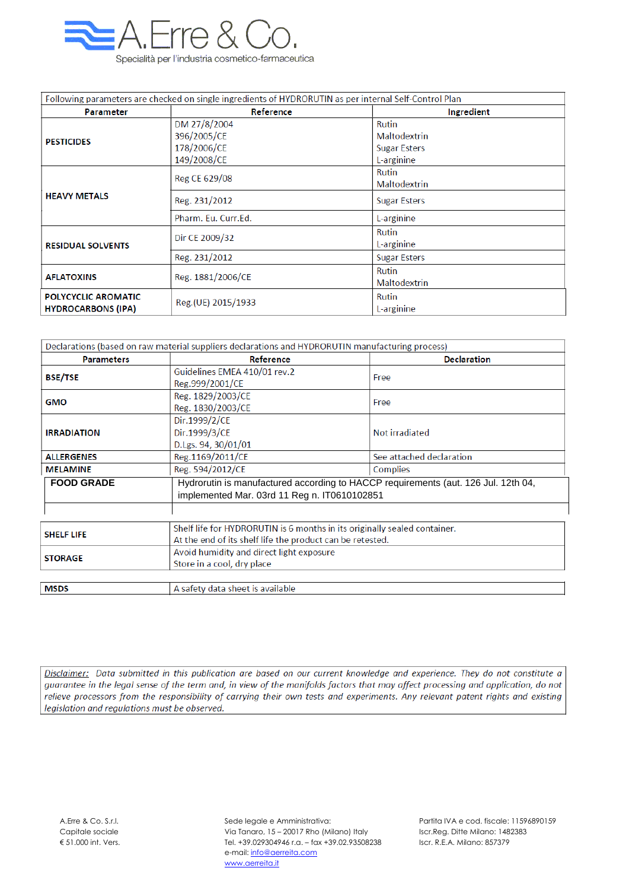A.Erre & Co.

Specialità per l'industria cosmetico-farmaceutica

| Following parameters are checked on single ingredients of HYDRORUTIN as per internal Self-Control Plan | | |
|---|---|---|
| **Parameter** | **Reference** | **Ingredient** |
| **PESTICIDES** | DM 27/8/2004<br>396/2005/CE<br>178/2006/CE<br>149/2008/CE | Rutin<br>Maltodextrin<br>Sugar Esters<br>L-arginine |
| **HEAVY METALS** | Reg CE 629/08 | Rutin<br>Maltodextrin |
| | Reg. 231/2012 | Sugar Esters |
| | Pharm. Eu. Curr.Ed. | L-arginine |
| **RESIDUAL SOLVENTS** | Dir CE 2009/32 | Rutin<br>L-arginine |
| | Reg. 231/2012 | Sugar Esters |
| **AFLATOXINS** | Reg. 1881/2006/CE | Rutin<br>Maltodextrin |
| **POLYCYCLIC AROMATIC HYDROCARBONS (IPA)** | Reg.(UE) 2015/1933 | Rutin<br>L-arginine |

| Declarations (based on raw material suppliers declarations and HYDRORUTIN manufacturing process) | | |
|---|---|---|
| **Parameters** | **Reference** | **Declaration** |
| **BSE/TSE** | Guidelines EMEA 410/01 rev.2<br>Reg.999/2001/CE | Free |
| **GMO** | Reg. 1829/2003/CE<br>Reg. 1830/2003/CE | Free |
| **IRRADIATION** | Dir.1999/2/CE<br>Dir.1999/3/CE<br>D.Lgs. 94, 30/01/01 | Not irradiated |
| **ALLERGENES** | Reg.1169/2011/CE | See attached declaration |
| **MELAMINE** | Reg. 594/2012/CE | Complies |

| | |
|---|---|
| **FOOD GRADE** | Hydrorutin is manufactured according to HACCP requirements (aut. 126 Jul. 12th 04, implemented Mar. 03rd 11 Reg n. IT0610102851 |

| | |
|---|---|
| **SHELF LIFE** | Shelf life for HYDRORUTIN is 6 months in its originally sealed container.<br>At the end of its shelf life the product can be retested. |
| **STORAGE** | Avoid humidity and direct light exposure<br>Store in a cool, dry place |

| | |
|---|---|
| **MSDS** | A safety data sheet is available |

*<u>Disclaimer:</u> Data submitted in this publication are based on our current knowledge and experience. They do not constitute a guarantee in the legal sense of the term and, in view of the manifolds factors that may affect processing and application, do not relieve processors from the responsibility of carrying their own tests and experiments. Any relevant patent rights and existing legislation and regulations must be observed.*

A.Erre & Co. S.r.l.
Capitale sociale
€ 51.000 int. Vers.

Sede legale e Amministrativa:
Via Tanaro, 15 – 20017 Rho (Milano) Italy
Tel. +39.029304946 r.a. – fax +39.02.93508238
e-mail: info@aerreita.com
www.aerreita.it

Partita IVA e cod. fiscale: 11596890159
Iscr.Reg. Ditte Milano: 1482383
Iscr. R.E.A. Milano: 857379